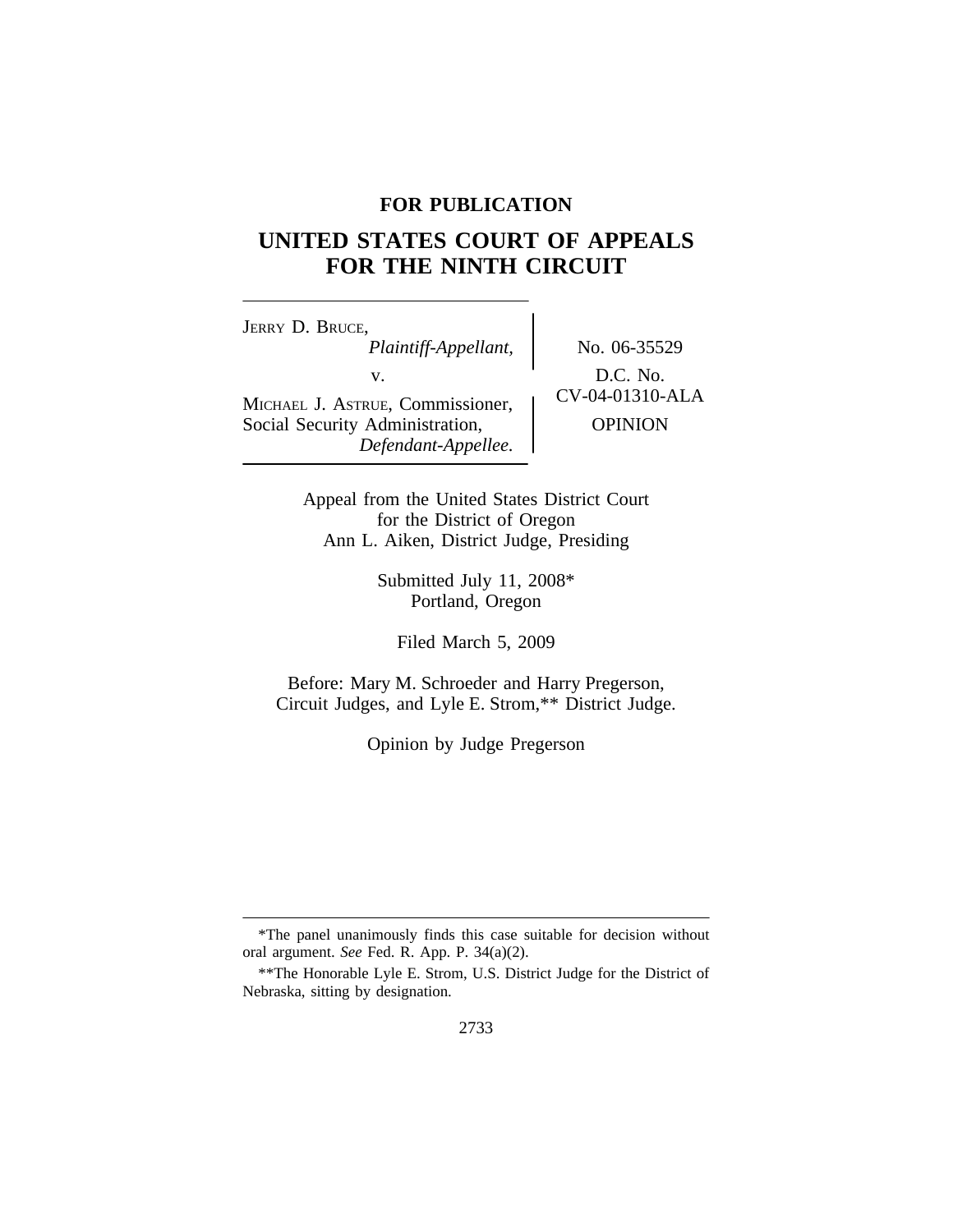**FOR PUBLICATION**

# UNITED STATES COURT OF APPEALS FOR THE NINTH CIRCUIT

JERRY D. BRUCE,
*Plaintiff-Appellant,*

v.

MICHAEL J. ASTRUE, Commissioner, Social Security Administration,
*Defendant-Appellee.*

No. 06-35529

D.C. No. CV-04-01310-ALA

OPINION

Appeal from the United States District Court
for the District of Oregon
Ann L. Aiken, District Judge, Presiding

Submitted July 11, 2008*
Portland, Oregon

Filed March 5, 2009

Before: Mary M. Schroeder and Harry Pregerson, Circuit Judges, and Lyle E. Strom,** District Judge.

Opinion by Judge Pregerson

---

*The panel unanimously finds this case suitable for decision without oral argument. *See* Fed. R. App. P. 34(a)(2).

**The Honorable Lyle E. Strom, U.S. District Judge for the District of Nebraska, sitting by designation.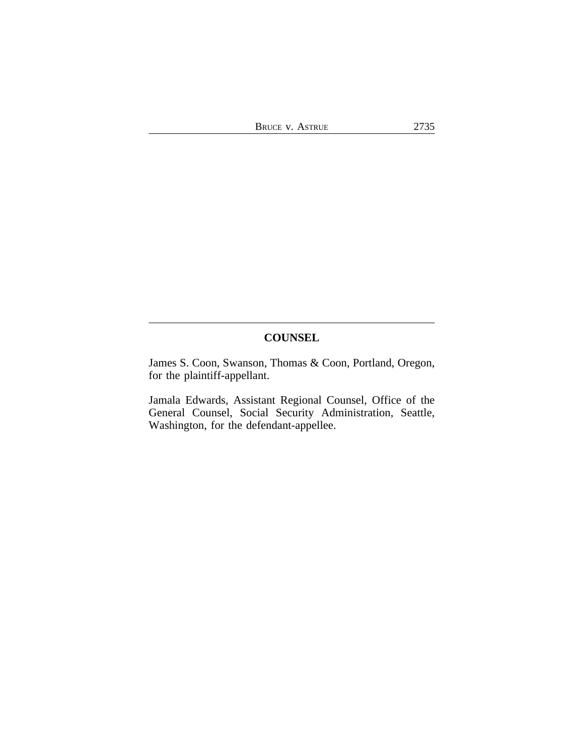## COUNSEL

James S. Coon, Swanson, Thomas & Coon, Portland, Oregon, for the plaintiff-appellant.

Jamala Edwards, Assistant Regional Counsel, Office of the General Counsel, Social Security Administration, Seattle, Washington, for the defendant-appellee.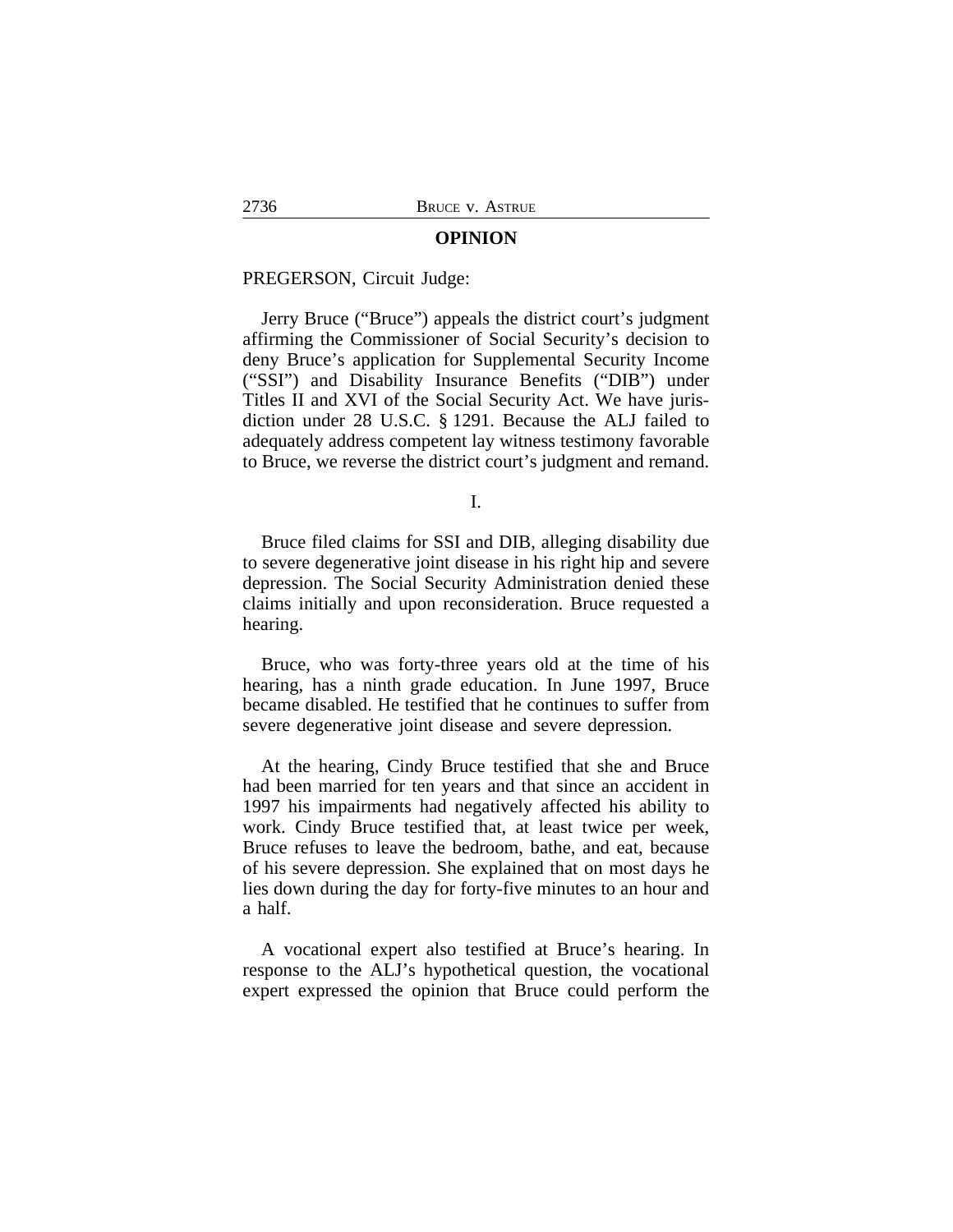## OPINION

PREGERSON, Circuit Judge:

Jerry Bruce ("Bruce") appeals the district court's judgment affirming the Commissioner of Social Security's decision to deny Bruce's application for Supplemental Security Income ("SSI") and Disability Insurance Benefits ("DIB") under Titles II and XVI of the Social Security Act. We have jurisdiction under 28 U.S.C. § 1291. Because the ALJ failed to adequately address competent lay witness testimony favorable to Bruce, we reverse the district court's judgment and remand.

I.

Bruce filed claims for SSI and DIB, alleging disability due to severe degenerative joint disease in his right hip and severe depression. The Social Security Administration denied these claims initially and upon reconsideration. Bruce requested a hearing.

Bruce, who was forty-three years old at the time of his hearing, has a ninth grade education. In June 1997, Bruce became disabled. He testified that he continues to suffer from severe degenerative joint disease and severe depression.

At the hearing, Cindy Bruce testified that she and Bruce had been married for ten years and that since an accident in 1997 his impairments had negatively affected his ability to work. Cindy Bruce testified that, at least twice per week, Bruce refuses to leave the bedroom, bathe, and eat, because of his severe depression. She explained that on most days he lies down during the day for forty-five minutes to an hour and a half.

A vocational expert also testified at Bruce's hearing. In response to the ALJ's hypothetical question, the vocational expert expressed the opinion that Bruce could perform the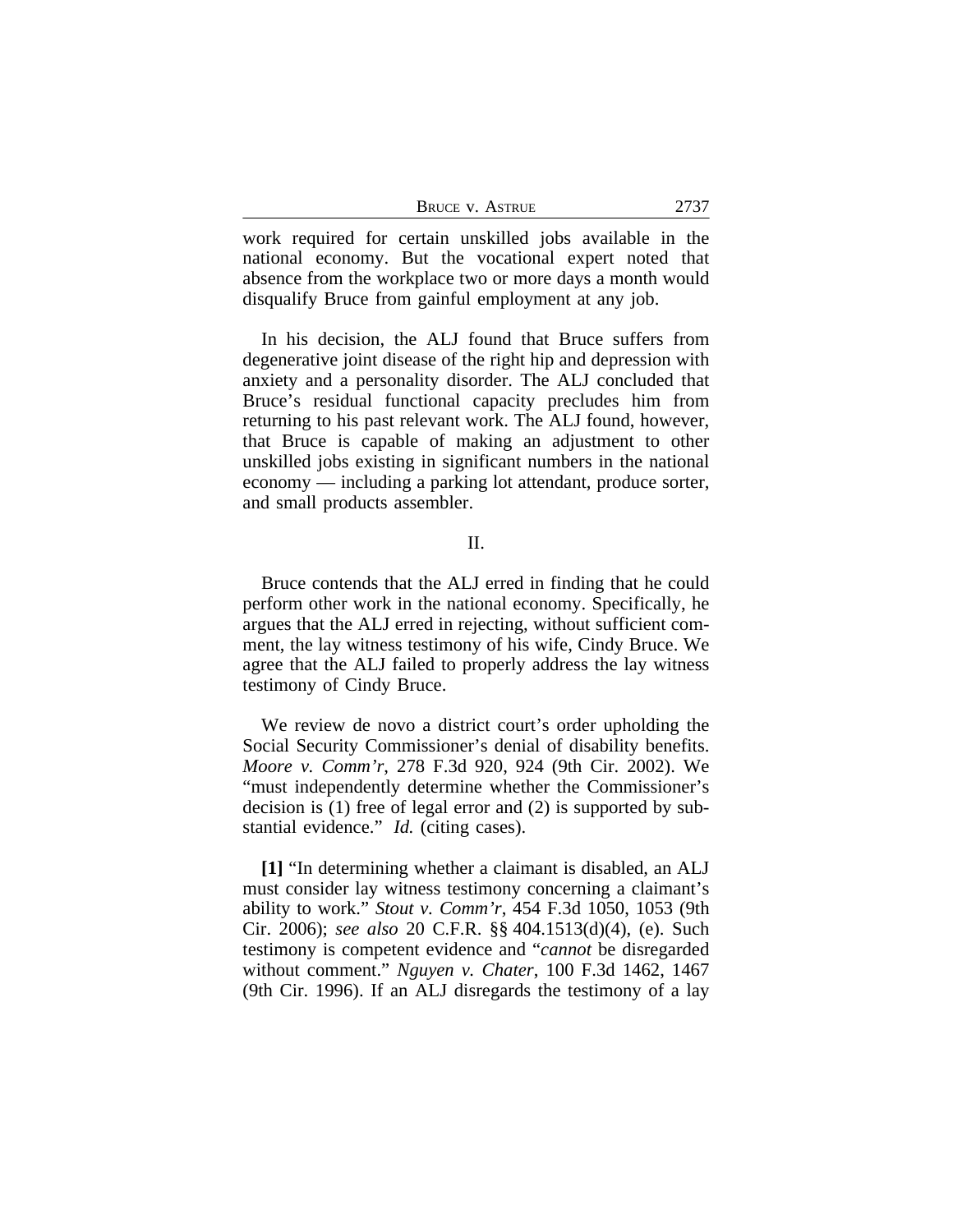work required for certain unskilled jobs available in the national economy. But the vocational expert noted that absence from the workplace two or more days a month would disqualify Bruce from gainful employment at any job.

In his decision, the ALJ found that Bruce suffers from degenerative joint disease of the right hip and depression with anxiety and a personality disorder. The ALJ concluded that Bruce's residual functional capacity precludes him from returning to his past relevant work. The ALJ found, however, that Bruce is capable of making an adjustment to other unskilled jobs existing in significant numbers in the national economy — including a parking lot attendant, produce sorter, and small products assembler.

## II.

Bruce contends that the ALJ erred in finding that he could perform other work in the national economy. Specifically, he argues that the ALJ erred in rejecting, without sufficient comment, the lay witness testimony of his wife, Cindy Bruce. We agree that the ALJ failed to properly address the lay witness testimony of Cindy Bruce.

We review de novo a district court's order upholding the Social Security Commissioner's denial of disability benefits. *Moore v. Comm'r*, 278 F.3d 920, 924 (9th Cir. 2002). We "must independently determine whether the Commissioner's decision is (1) free of legal error and (2) is supported by substantial evidence." *Id.* (citing cases).

**[1]** "In determining whether a claimant is disabled, an ALJ must consider lay witness testimony concerning a claimant's ability to work." *Stout v. Comm'r*, 454 F.3d 1050, 1053 (9th Cir. 2006); *see also* 20 C.F.R. §§ 404.1513(d)(4), (e). Such testimony is competent evidence and "*cannot* be disregarded without comment." *Nguyen v. Chater*, 100 F.3d 1462, 1467 (9th Cir. 1996). If an ALJ disregards the testimony of a lay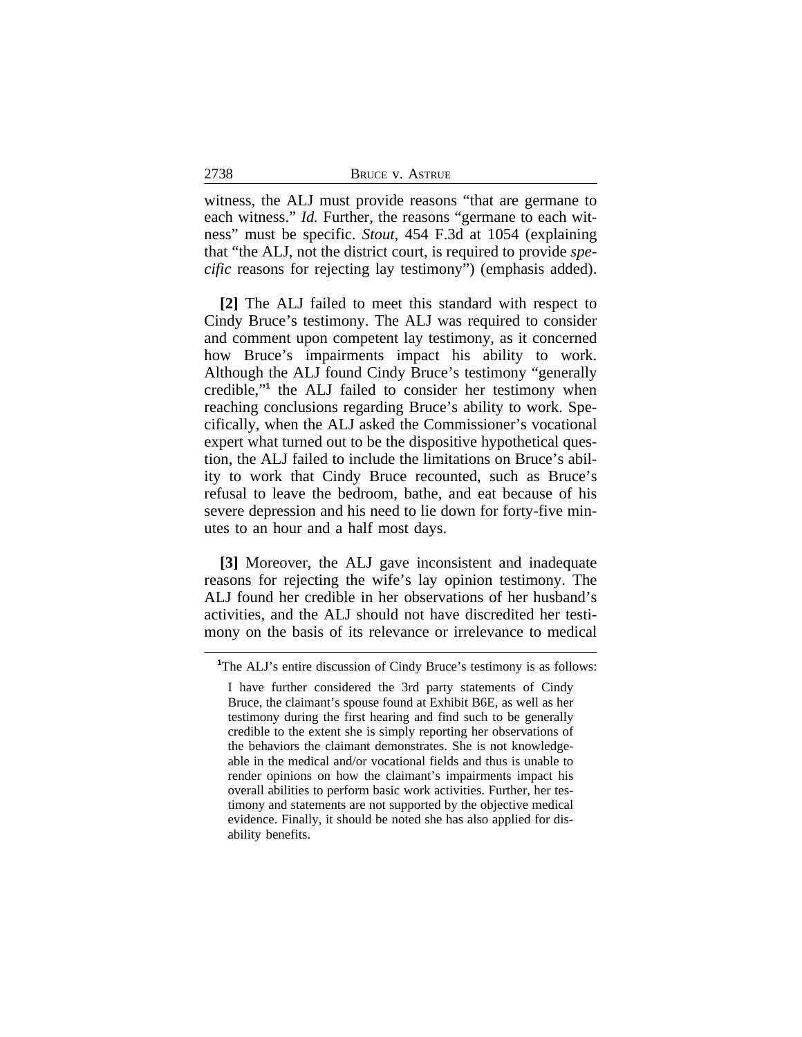witness, the ALJ must provide reasons "that are germane to each witness." *Id.* Further, the reasons "germane to each witness" must be specific. *Stout*, 454 F.3d at 1054 (explaining that "the ALJ, not the district court, is required to provide *specific* reasons for rejecting lay testimony") (emphasis added).

**[2]** The ALJ failed to meet this standard with respect to Cindy Bruce's testimony. The ALJ was required to consider and comment upon competent lay testimony, as it concerned how Bruce's impairments impact his ability to work. Although the ALJ found Cindy Bruce's testimony "generally credible,"[1] the ALJ failed to consider her testimony when reaching conclusions regarding Bruce's ability to work. Specifically, when the ALJ asked the Commissioner's vocational expert what turned out to be the dispositive hypothetical question, the ALJ failed to include the limitations on Bruce's ability to work that Cindy Bruce recounted, such as Bruce's refusal to leave the bedroom, bathe, and eat because of his severe depression and his need to lie down for forty-five minutes to an hour and a half most days.

**[3]** Moreover, the ALJ gave inconsistent and inadequate reasons for rejecting the wife's lay opinion testimony. The ALJ found her credible in her observations of her husband's activities, and the ALJ should not have discredited her testimony on the basis of its relevance or irrelevance to medical

---

[1] The ALJ's entire discussion of Cindy Bruce's testimony is as follows:

> I have further considered the 3rd party statements of Cindy Bruce, the claimant's spouse found at Exhibit B6E, as well as her testimony during the first hearing and find such to be generally credible to the extent she is simply reporting her observations of the behaviors the claimant demonstrates. She is not knowledgeable in the medical and/or vocational fields and thus is unable to render opinions on how the claimant's impairments impact his overall abilities to perform basic work activities. Further, her testimony and statements are not supported by the objective medical evidence. Finally, it should be noted she has also applied for disability benefits.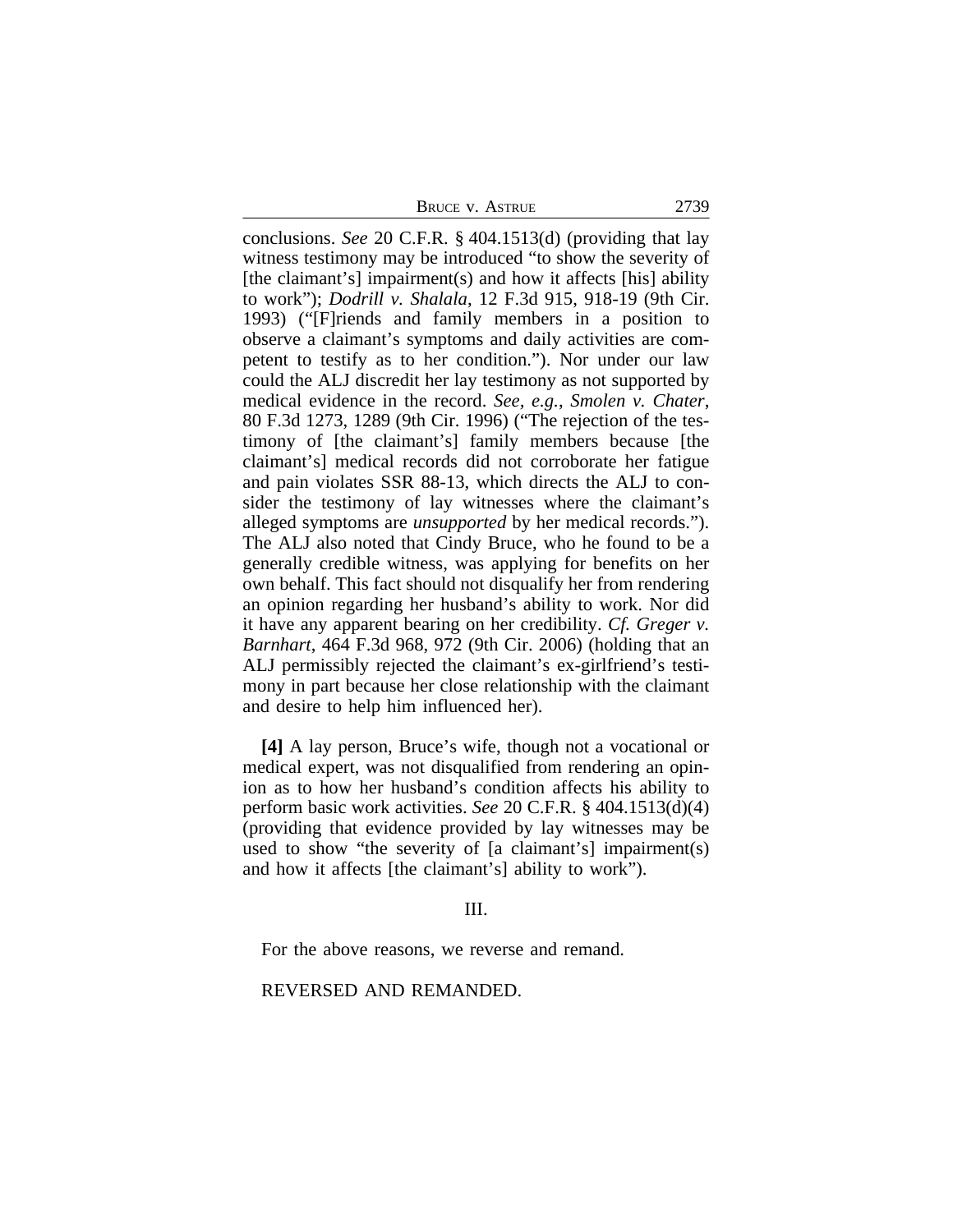conclusions. *See* 20 C.F.R. § 404.1513(d) (providing that lay witness testimony may be introduced "to show the severity of [the claimant's] impairment(s) and how it affects [his] ability to work"); *Dodrill v. Shalala*, 12 F.3d 915, 918-19 (9th Cir. 1993) ("[F]riends and family members in a position to observe a claimant's symptoms and daily activities are competent to testify as to her condition."). Nor under our law could the ALJ discredit her lay testimony as not supported by medical evidence in the record. *See, e.g.*, *Smolen v. Chater*, 80 F.3d 1273, 1289 (9th Cir. 1996) ("The rejection of the testimony of [the claimant's] family members because [the claimant's] medical records did not corroborate her fatigue and pain violates SSR 88-13, which directs the ALJ to consider the testimony of lay witnesses where the claimant's alleged symptoms are *unsupported* by her medical records."). The ALJ also noted that Cindy Bruce, who he found to be a generally credible witness, was applying for benefits on her own behalf. This fact should not disqualify her from rendering an opinion regarding her husband's ability to work. Nor did it have any apparent bearing on her credibility. *Cf. Greger v. Barnhart*, 464 F.3d 968, 972 (9th Cir. 2006) (holding that an ALJ permissibly rejected the claimant's ex-girlfriend's testimony in part because her close relationship with the claimant and desire to help him influenced her).

**[4]** A lay person, Bruce's wife, though not a vocational or medical expert, was not disqualified from rendering an opinion as to how her husband's condition affects his ability to perform basic work activities. *See* 20 C.F.R. § 404.1513(d)(4) (providing that evidence provided by lay witnesses may be used to show "the severity of [a claimant's] impairment(s) and how it affects [the claimant's] ability to work").

## III.

For the above reasons, we reverse and remand.

REVERSED AND REMANDED.